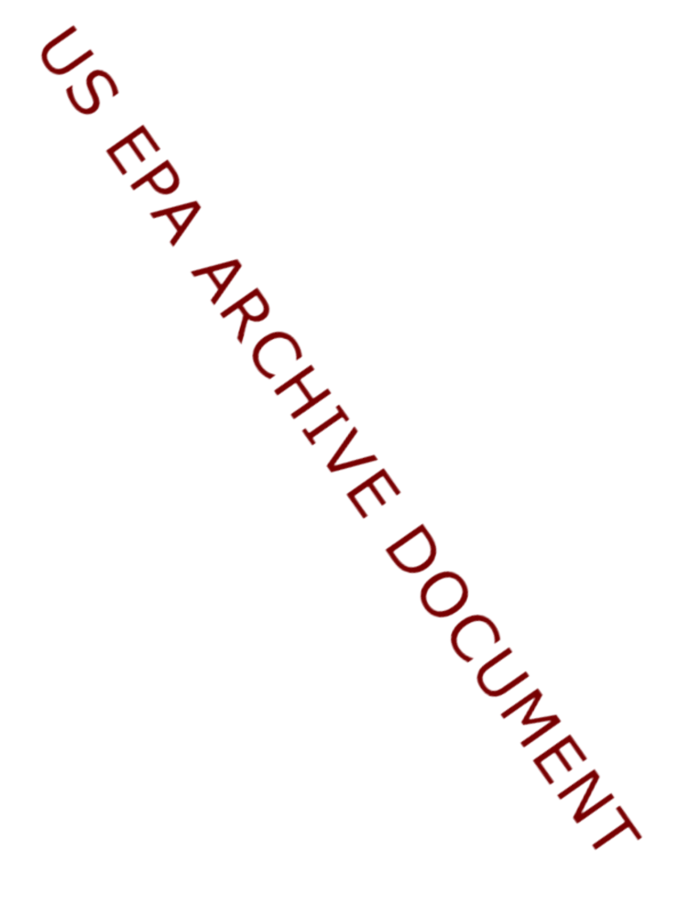US EPA ARCHIVE DOCUMENT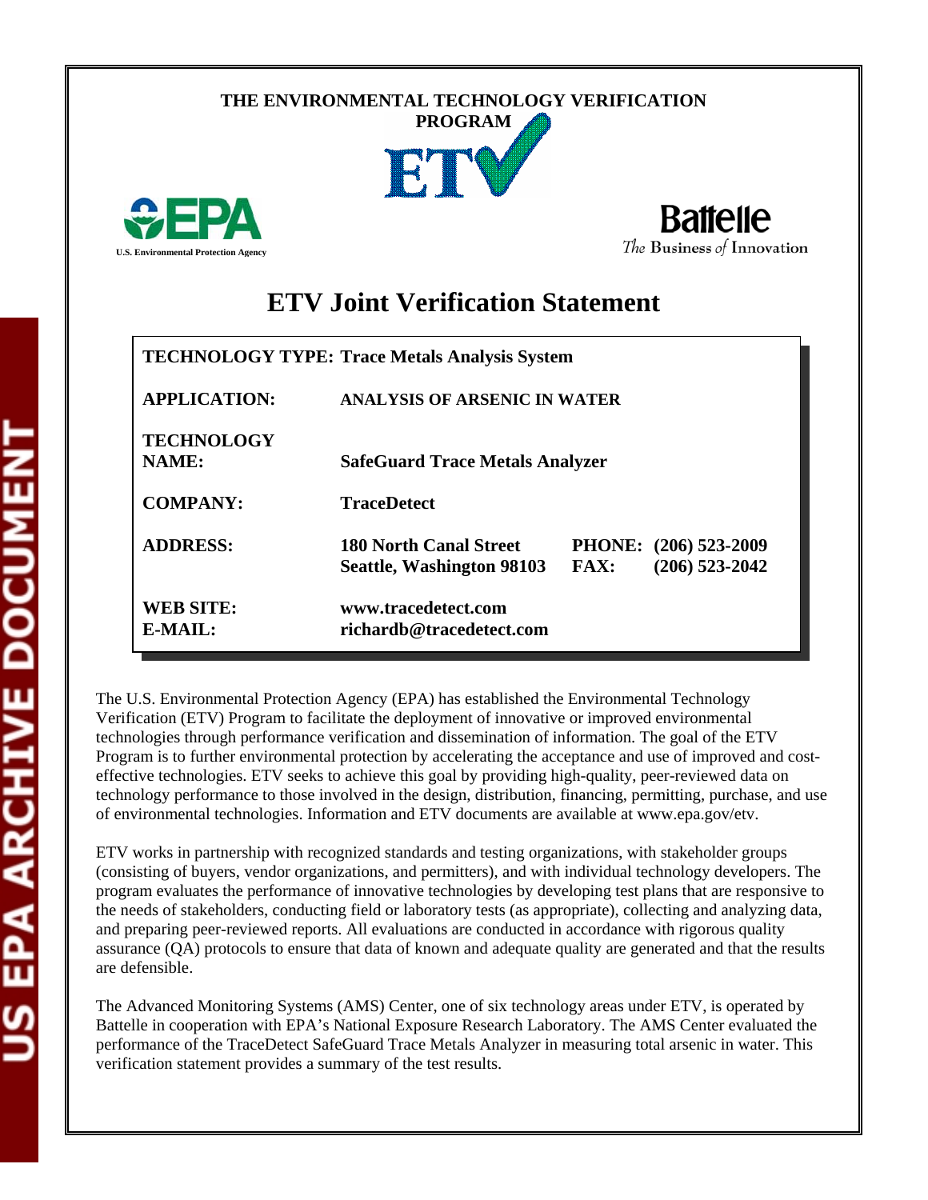THE ENVIRONMENTAL TECHNOLOGY VERIFICATION PROGRAM

U.S. Environmental Protection Agency

Battelle
*The* Business *of* Innovation

# ETV Joint Verification Statement

| | | | |
|---|---|---|---|
| **TECHNOLOGY TYPE:** | **Trace Metals Analysis System** | | |
| **APPLICATION:** | **ANALYSIS OF ARSENIC IN WATER** | | |
| **TECHNOLOGY NAME:** | **SafeGuard Trace Metals Analyzer** | | |
| **COMPANY:** | **TraceDetect** | | |
| **ADDRESS:** | **180 North Canal Street Seattle, Washington 98103** | **PHONE:** (206) 523-2009 | **FAX:** (206) 523-2042 |
| **WEB SITE:** | **www.tracedetect.com** | | |
| **E-MAIL:** | **richardb@tracedetect.com** | | |

The U.S. Environmental Protection Agency (EPA) has established the Environmental Technology Verification (ETV) Program to facilitate the deployment of innovative or improved environmental technologies through performance verification and dissemination of information. The goal of the ETV Program is to further environmental protection by accelerating the acceptance and use of improved and cost-effective technologies. ETV seeks to achieve this goal by providing high-quality, peer-reviewed data on technology performance to those involved in the design, distribution, financing, permitting, purchase, and use of environmental technologies. Information and ETV documents are available at www.epa.gov/etv.

ETV works in partnership with recognized standards and testing organizations, with stakeholder groups (consisting of buyers, vendor organizations, and permitters), and with individual technology developers. The program evaluates the performance of innovative technologies by developing test plans that are responsive to the needs of stakeholders, conducting field or laboratory tests (as appropriate), collecting and analyzing data, and preparing peer-reviewed reports. All evaluations are conducted in accordance with rigorous quality assurance (QA) protocols to ensure that data of known and adequate quality are generated and that the results are defensible.

The Advanced Monitoring Systems (AMS) Center, one of six technology areas under ETV, is operated by Battelle in cooperation with EPA's National Exposure Research Laboratory. The AMS Center evaluated the performance of the TraceDetect SafeGuard Trace Metals Analyzer in measuring total arsenic in water. This verification statement provides a summary of the test results.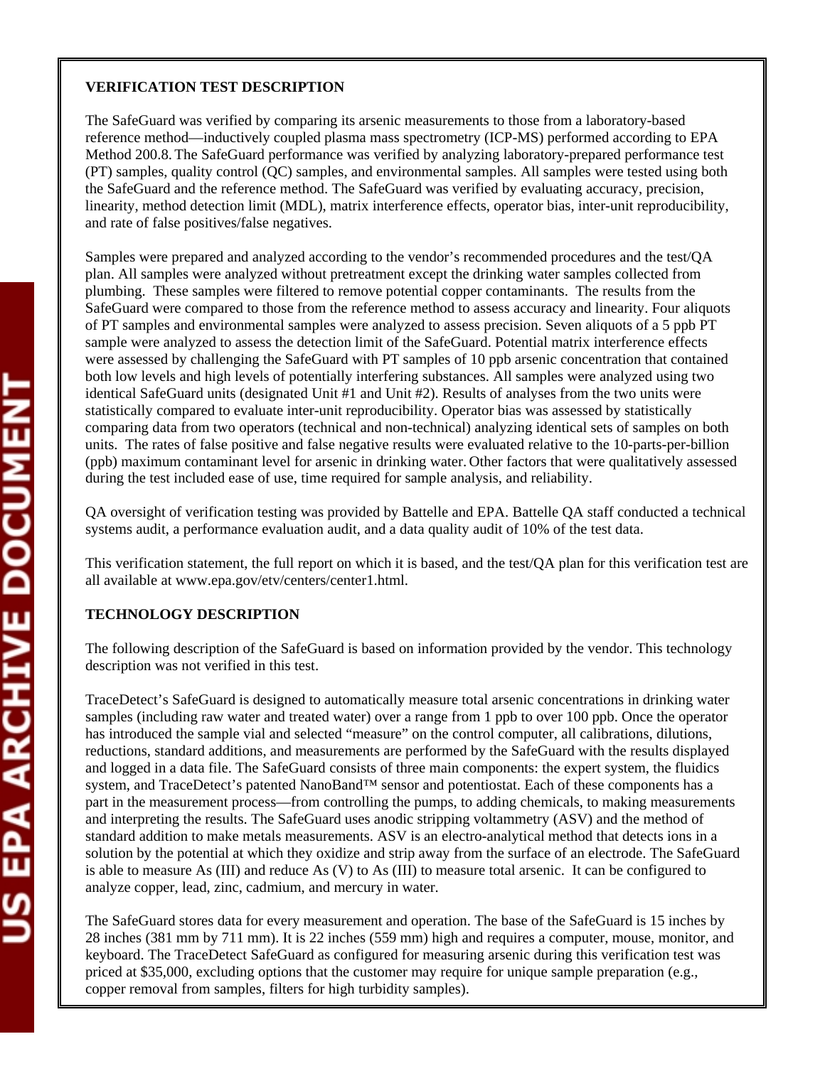**VERIFICATION TEST DESCRIPTION**

The SafeGuard was verified by comparing its arsenic measurements to those from a laboratory-based reference method—inductively coupled plasma mass spectrometry (ICP-MS) performed according to EPA Method 200.8. The SafeGuard performance was verified by analyzing laboratory-prepared performance test (PT) samples, quality control (QC) samples, and environmental samples. All samples were tested using both the SafeGuard and the reference method. The SafeGuard was verified by evaluating accuracy, precision, linearity, method detection limit (MDL), matrix interference effects, operator bias, inter-unit reproducibility, and rate of false positives/false negatives.

Samples were prepared and analyzed according to the vendor's recommended procedures and the test/QA plan. All samples were analyzed without pretreatment except the drinking water samples collected from plumbing. These samples were filtered to remove potential copper contaminants. The results from the SafeGuard were compared to those from the reference method to assess accuracy and linearity. Four aliquots of PT samples and environmental samples were analyzed to assess precision. Seven aliquots of a 5 ppb PT sample were analyzed to assess the detection limit of the SafeGuard. Potential matrix interference effects were assessed by challenging the SafeGuard with PT samples of 10 ppb arsenic concentration that contained both low levels and high levels of potentially interfering substances. All samples were analyzed using two identical SafeGuard units (designated Unit #1 and Unit #2). Results of analyses from the two units were statistically compared to evaluate inter-unit reproducibility. Operator bias was assessed by statistically comparing data from two operators (technical and non-technical) analyzing identical sets of samples on both units. The rates of false positive and false negative results were evaluated relative to the 10-parts-per-billion (ppb) maximum contaminant level for arsenic in drinking water. Other factors that were qualitatively assessed during the test included ease of use, time required for sample analysis, and reliability.

QA oversight of verification testing was provided by Battelle and EPA. Battelle QA staff conducted a technical systems audit, a performance evaluation audit, and a data quality audit of 10% of the test data.

This verification statement, the full report on which it is based, and the test/QA plan for this verification test are all available at www.epa.gov/etv/centers/center1.html.

**TECHNOLOGY DESCRIPTION**

The following description of the SafeGuard is based on information provided by the vendor. This technology description was not verified in this test.

TraceDetect's SafeGuard is designed to automatically measure total arsenic concentrations in drinking water samples (including raw water and treated water) over a range from 1 ppb to over 100 ppb. Once the operator has introduced the sample vial and selected "measure" on the control computer, all calibrations, dilutions, reductions, standard additions, and measurements are performed by the SafeGuard with the results displayed and logged in a data file. The SafeGuard consists of three main components: the expert system, the fluidics system, and TraceDetect's patented NanoBand™ sensor and potentiostat. Each of these components has a part in the measurement process—from controlling the pumps, to adding chemicals, to making measurements and interpreting the results. The SafeGuard uses anodic stripping voltammetry (ASV) and the method of standard addition to make metals measurements. ASV is an electro-analytical method that detects ions in a solution by the potential at which they oxidize and strip away from the surface of an electrode. The SafeGuard is able to measure As (III) and reduce As (V) to As (III) to measure total arsenic. It can be configured to analyze copper, lead, zinc, cadmium, and mercury in water.

The SafeGuard stores data for every measurement and operation. The base of the SafeGuard is 15 inches by 28 inches (381 mm by 711 mm). It is 22 inches (559 mm) high and requires a computer, mouse, monitor, and keyboard. The TraceDetect SafeGuard as configured for measuring arsenic during this verification test was priced at $35,000, excluding options that the customer may require for unique sample preparation (e.g., copper removal from samples, filters for high turbidity samples).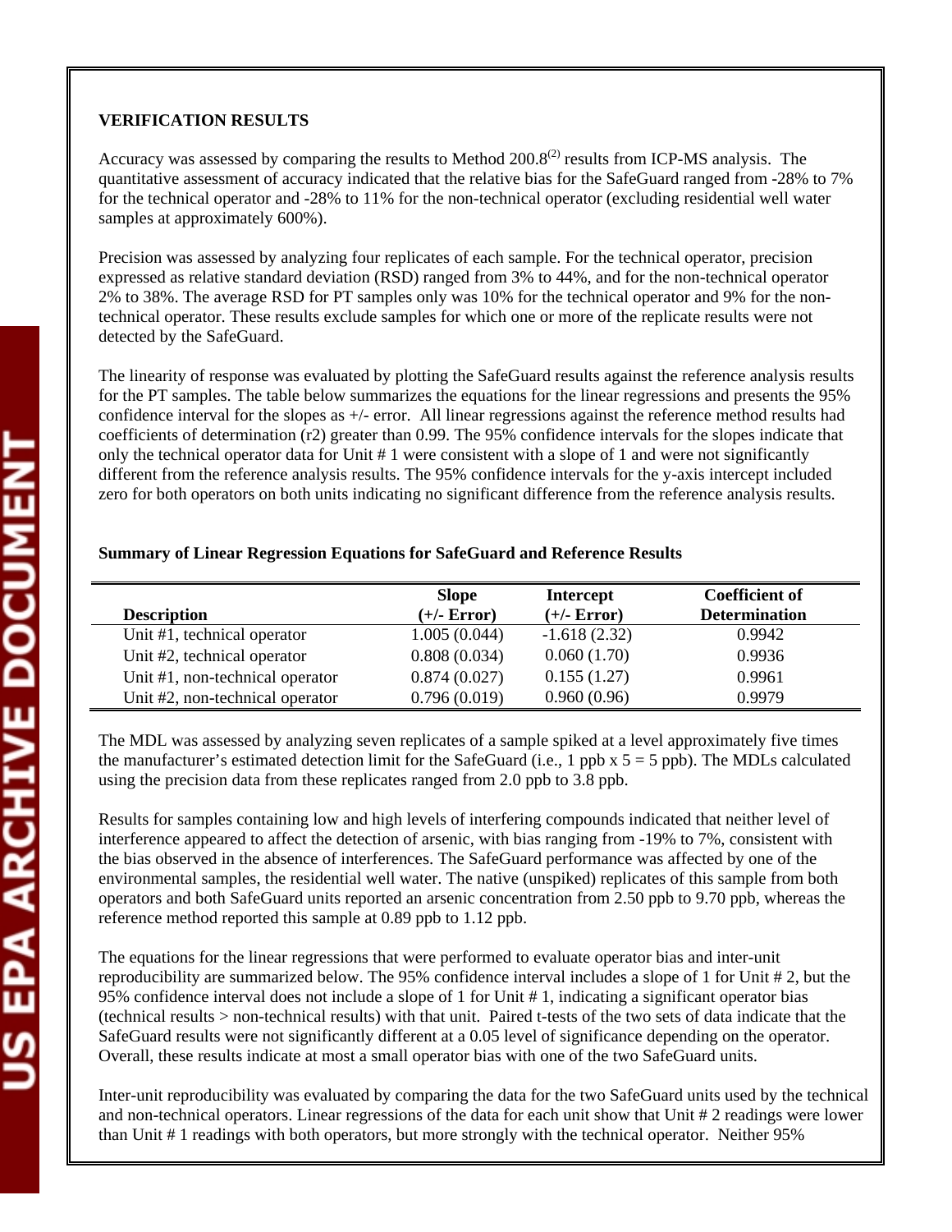**VERIFICATION RESULTS**

Accuracy was assessed by comparing the results to Method 200.8[2] results from ICP-MS analysis. The quantitative assessment of accuracy indicated that the relative bias for the SafeGuard ranged from -28% to 7% for the technical operator and -28% to 11% for the non-technical operator (excluding residential well water samples at approximately 600%).

Precision was assessed by analyzing four replicates of each sample. For the technical operator, precision expressed as relative standard deviation (RSD) ranged from 3% to 44%, and for the non-technical operator 2% to 38%. The average RSD for PT samples only was 10% for the technical operator and 9% for the non-technical operator. These results exclude samples for which one or more of the replicate results were not detected by the SafeGuard.

The linearity of response was evaluated by plotting the SafeGuard results against the reference analysis results for the PT samples. The table below summarizes the equations for the linear regressions and presents the 95% confidence interval for the slopes as +/- error. All linear regressions against the reference method results had coefficients of determination ($r^2$) greater than 0.99. The 95% confidence intervals for the slopes indicate that only the technical operator data for Unit # 1 were consistent with a slope of 1 and were not significantly different from the reference analysis results. The 95% confidence intervals for the y-axis intercept included zero for both operators on both units indicating no significant difference from the reference analysis results.

**Summary of Linear Regression Equations for SafeGuard and Reference Results**

| Description | Slope (+/- Error) | Intercept (+/- Error) | Coefficient of Determination |
|---|---|---|---|
| Unit #1, technical operator | 1.005 (0.044) | -1.618 (2.32) | 0.9942 |
| Unit #2, technical operator | 0.808 (0.034) | 0.060 (1.70) | 0.9936 |
| Unit #1, non-technical operator | 0.874 (0.027) | 0.155 (1.27) | 0.9961 |
| Unit #2, non-technical operator | 0.796 (0.019) | 0.960 (0.96) | 0.9979 |

The MDL was assessed by analyzing seven replicates of a sample spiked at a level approximately five times the manufacturer's estimated detection limit for the SafeGuard (i.e., 1 ppb x 5 = 5 ppb). The MDLs calculated using the precision data from these replicates ranged from 2.0 ppb to 3.8 ppb.

Results for samples containing low and high levels of interfering compounds indicated that neither level of interference appeared to affect the detection of arsenic, with bias ranging from -19% to 7%, consistent with the bias observed in the absence of interferences. The SafeGuard performance was affected by one of the environmental samples, the residential well water. The native (unspiked) replicates of this sample from both operators and both SafeGuard units reported an arsenic concentration from 2.50 ppb to 9.70 ppb, whereas the reference method reported this sample at 0.89 ppb to 1.12 ppb.

The equations for the linear regressions that were performed to evaluate operator bias and inter-unit reproducibility are summarized below. The 95% confidence interval includes a slope of 1 for Unit # 2, but the 95% confidence interval does not include a slope of 1 for Unit # 1, indicating a significant operator bias (technical results > non-technical results) with that unit. Paired t-tests of the two sets of data indicate that the SafeGuard results were not significantly different at a 0.05 level of significance depending on the operator. Overall, these results indicate at most a small operator bias with one of the two SafeGuard units.

Inter-unit reproducibility was evaluated by comparing the data for the two SafeGuard units used by the technical and non-technical operators. Linear regressions of the data for each unit show that Unit # 2 readings were lower than Unit # 1 readings with both operators, but more strongly with the technical operator. Neither 95%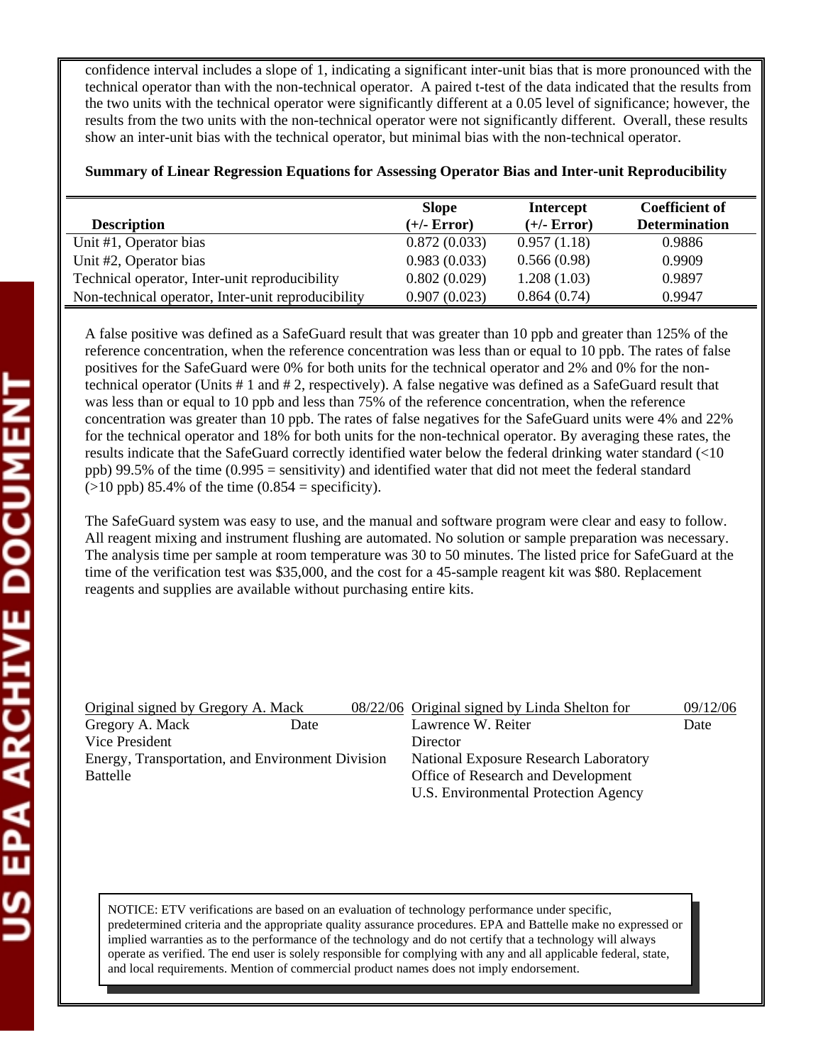confidence interval includes a slope of 1, indicating a significant inter-unit bias that is more pronounced with the technical operator than with the non-technical operator. A paired t-test of the data indicated that the results from the two units with the technical operator were significantly different at a 0.05 level of significance; however, the results from the two units with the non-technical operator were not significantly different. Overall, these results show an inter-unit bias with the technical operator, but minimal bias with the non-technical operator.

**Summary of Linear Regression Equations for Assessing Operator Bias and Inter-unit Reproducibility**

| Description | Slope (+/- Error) | Intercept (+/- Error) | Coefficient of Determination |
|---|---|---|---|
| Unit #1, Operator bias | 0.872 (0.033) | 0.957 (1.18) | 0.9886 |
| Unit #2, Operator bias | 0.983 (0.033) | 0.566 (0.98) | 0.9909 |
| Technical operator, Inter-unit reproducibility | 0.802 (0.029) | 1.208 (1.03) | 0.9897 |
| Non-technical operator, Inter-unit reproducibility | 0.907 (0.023) | 0.864 (0.74) | 0.9947 |

A false positive was defined as a SafeGuard result that was greater than 10 ppb and greater than 125% of the reference concentration, when the reference concentration was less than or equal to 10 ppb. The rates of false positives for the SafeGuard were 0% for both units for the technical operator and 2% and 0% for the non-technical operator (Units # 1 and # 2, respectively). A false negative was defined as a SafeGuard result that was less than or equal to 10 ppb and less than 75% of the reference concentration, when the reference concentration was greater than 10 ppb. The rates of false negatives for the SafeGuard units were 4% and 22% for the technical operator and 18% for both units for the non-technical operator. By averaging these rates, the results indicate that the SafeGuard correctly identified water below the federal drinking water standard (<10 ppb) 99.5% of the time (0.995 = sensitivity) and identified water that did not meet the federal standard (>10 ppb) 85.4% of the time (0.854 = specificity).

The SafeGuard system was easy to use, and the manual and software program were clear and easy to follow. All reagent mixing and instrument flushing are automated. No solution or sample preparation was necessary. The analysis time per sample at room temperature was 30 to 50 minutes. The listed price for SafeGuard at the time of the verification test was $35,000, and the cost for a 45-sample reagent kit was $80. Replacement reagents and supplies are available without purchasing entire kits.

Original signed by Gregory A. Mack 08/22/06
Gregory A. Mack Date
Vice President
Energy, Transportation, and Environment Division
Battelle

Original signed by Linda Shelton for 09/12/06
Lawrence W. Reiter Date
Director
National Exposure Research Laboratory
Office of Research and Development
U.S. Environmental Protection Agency

NOTICE: ETV verifications are based on an evaluation of technology performance under specific, predetermined criteria and the appropriate quality assurance procedures. EPA and Battelle make no expressed or implied warranties as to the performance of the technology and do not certify that a technology will always operate as verified. The end user is solely responsible for complying with any and all applicable federal, state, and local requirements. Mention of commercial product names does not imply endorsement.